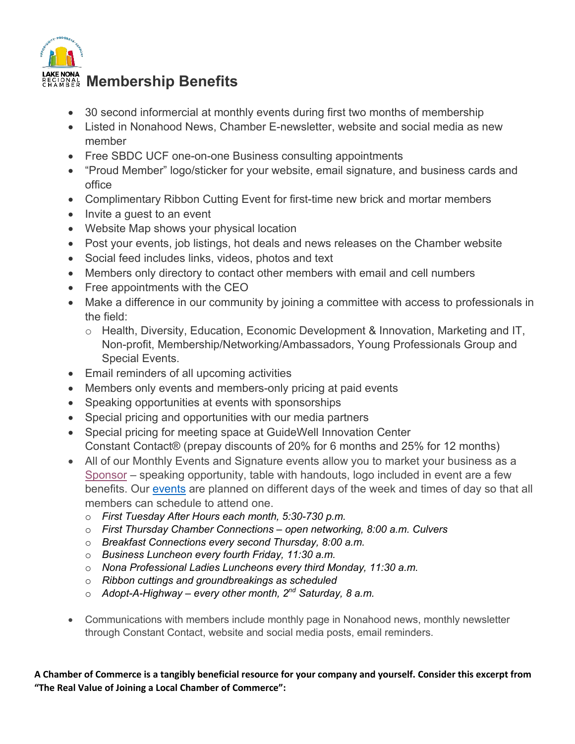# Membership Benefits

- 30 second informercial at monthly events during first two months of membership
- Listed in Nonahood News, Chamber E-newsletter, website and social media as new member
- Free SBDC UCF one-on-one Business consulting appointments
- "Proud Member" logo/sticker for your website, email signature, and business cards and office
- Complimentary Ribbon Cutting Event for first-time new brick and mortar members
- Invite a guest to an event
- Website Map shows your physical location
- Post your events, job listings, hot deals and news releases on the Chamber website
- Social feed includes links, videos, photos and text
- Members only directory to contact other members with email and cell numbers
- Free appointments with the CEO
- Make a difference in our community by joining a committee with access to professionals in the field:
  - Health, Diversity, Education, Economic Development & Innovation, Marketing and IT, Non-profit, Membership/Networking/Ambassadors, Young Professionals Group and Special Events.
- Email reminders of all upcoming activities
- Members only events and members-only pricing at paid events
- Speaking opportunities at events with sponsorships
- Special pricing and opportunities with our media partners
- Special pricing for meeting space at GuideWell Innovation Center
  Constant Contact® (prepay discounts of 20% for 6 months and 25% for 12 months)
- All of our Monthly Events and Signature events allow you to market your business as a Sponsor – speaking opportunity, table with handouts, logo included in event are a few benefits. Our events are planned on different days of the week and times of day so that all members can schedule to attend one.
  - *First Tuesday After Hours each month, 5:30-730 p.m.*
  - *First Thursday Chamber Connections – open networking, 8:00 a.m. Culvers*
  - *Breakfast Connections every second Thursday, 8:00 a.m.*
  - *Business Luncheon every fourth Friday, 11:30 a.m.*
  - *Nona Professional Ladies Luncheons every third Monday, 11:30 a.m.*
  - *Ribbon cuttings and groundbreakings as scheduled*
  - *Adopt-A-Highway – every other month, 2nd Saturday, 8 a.m.*

- Communications with members include monthly page in Nonahood news, monthly newsletter through Constant Contact, website and social media posts, email reminders.

**A Chamber of Commerce is a tangibly beneficial resource for your company and yourself. Consider this excerpt from "The Real Value of Joining a Local Chamber of Commerce":**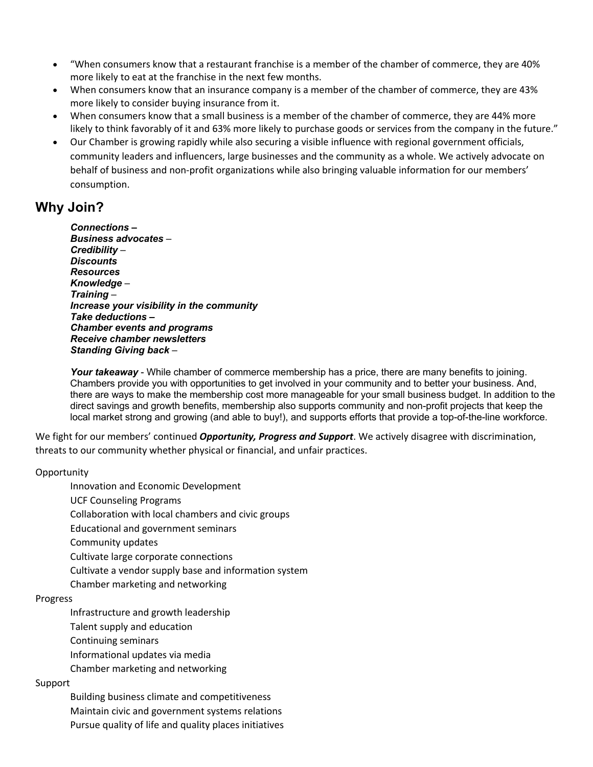- "When consumers know that a restaurant franchise is a member of the chamber of commerce, they are 40% more likely to eat at the franchise in the next few months.
- When consumers know that an insurance company is a member of the chamber of commerce, they are 43% more likely to consider buying insurance from it.
- When consumers know that a small business is a member of the chamber of commerce, they are 44% more likely to think favorably of it and 63% more likely to purchase goods or services from the company in the future."
- Our Chamber is growing rapidly while also securing a visible influence with regional government officials, community leaders and influencers, large businesses and the community as a whole. We actively advocate on behalf of business and non-profit organizations while also bringing valuable information for our members' consumption.

## Why Join?

***Connections –***
***Business advocates*** –
***Credibility*** –
***Discounts***
***Resources***
***Knowledge*** –
***Training*** –
***Increase your visibility in the community***
***Take deductions –***
***Chamber events and programs***
***Receive chamber newsletters***
***Standing Giving back*** –

***Your takeaway*** - While chamber of commerce membership has a price, there are many benefits to joining. Chambers provide you with opportunities to get involved in your community and to better your business. And, there are ways to make the membership cost more manageable for your small business budget. In addition to the direct savings and growth benefits, membership also supports community and non-profit projects that keep the local market strong and growing (and able to buy!), and supports efforts that provide a top-of-the-line workforce.

We fight for our members' continued ***Opportunity, Progress and Support***. We actively disagree with discrimination, threats to our community whether physical or financial, and unfair practices.

Opportunity

- Innovation and Economic Development
- UCF Counseling Programs
- Collaboration with local chambers and civic groups
- Educational and government seminars
- Community updates
- Cultivate large corporate connections
- Cultivate a vendor supply base and information system
- Chamber marketing and networking

Progress

- Infrastructure and growth leadership
- Talent supply and education
- Continuing seminars
- Informational updates via media
- Chamber marketing and networking

Support

- Building business climate and competitiveness
- Maintain civic and government systems relations
- Pursue quality of life and quality places initiatives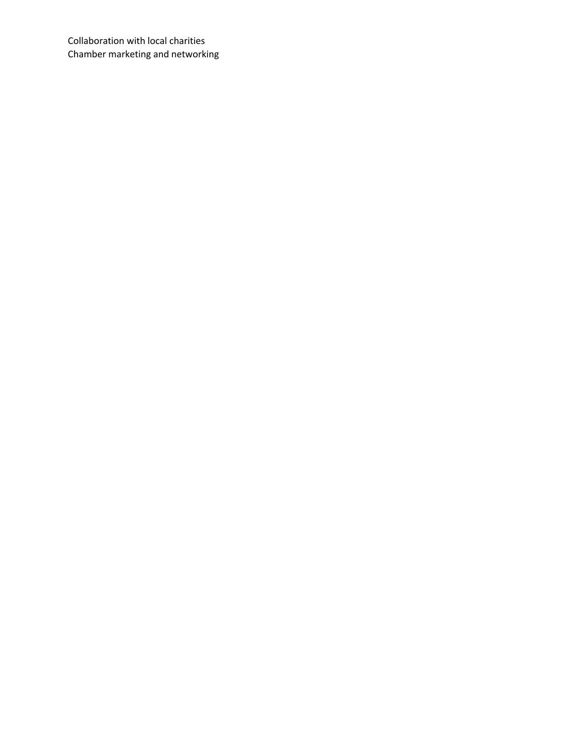Collaboration with local charities
Chamber marketing and networking